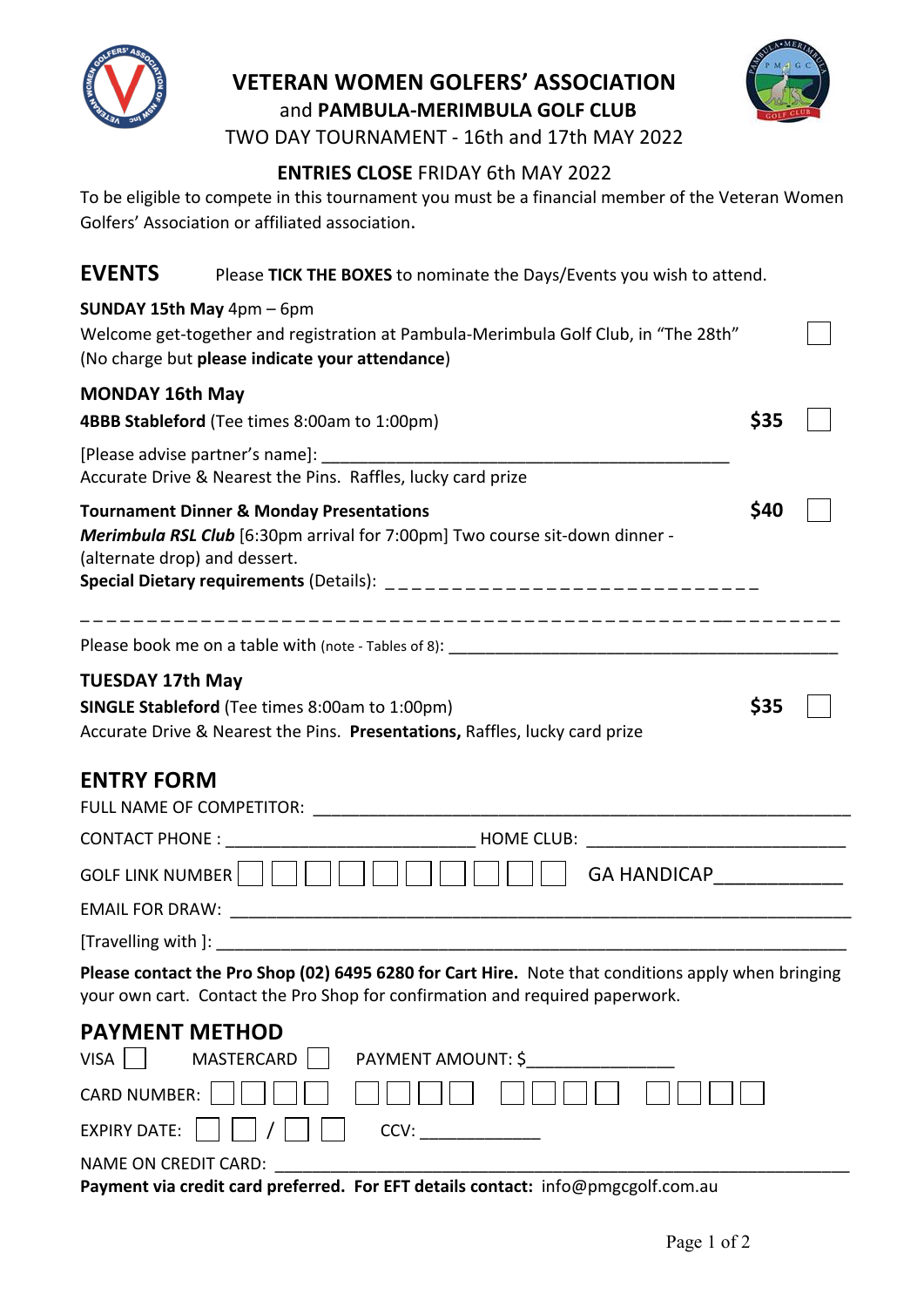# VETERAN WOMEN GOLFERS' ASSOCIATION

and **PAMBULA-MERIMBULA GOLF CLUB**

TWO DAY TOURNAMENT - 16th and 17th MAY 2022

**ENTRIES CLOSE** FRIDAY 6th MAY 2022

To be eligible to compete in this tournament you must be a financial member of the Veteran Women Golfers' Association or affiliated association.

## EVENTS

Please **TICK THE BOXES** to nominate the Days/Events you wish to attend.

**SUNDAY 15th May** 4pm – 6pm

Welcome get-together and registration at Pambula-Merimbula Golf Club, in "The 28th" ☐

(No charge but **please indicate your attendance**)

**MONDAY 16th May**

**4BBB Stableford** (Tee times 8:00am to 1:00pm) **$35** ☐

[Please advise partner's name]: _______________________________________________

Accurate Drive & Nearest the Pins. Raffles, lucky card prize

**Tournament Dinner & Monday Presentations** **$40** ☐

***Merimbula RSL Club*** [6:30pm arrival for 7:00pm] Two course sit-down dinner - (alternate drop) and dessert.

**Special Dietary requirements** (Details): _ _ _ _ _ _ _ _ _ _ _ _ _ _ _ _ _ _ _ _ _ _ _ _ _ _ _ _

_ _ _ _ _ _ _ _ _ _ _ _ _ _ _ _ _ _ _ _ _ _ _ _ _ _ _ _ _ _ _ _ _ _ _ _ _ _ _ _ _ _ _ _ _ _ _ _ _ _ _ _ _ _ _ _ _ _

Please book me on a table with (note - Tables of 8): ___________________________________________

**TUESDAY 17th May**

**SINGLE Stableford** (Tee times 8:00am to 1:00pm) **$35** ☐

Accurate Drive & Nearest the Pins. **Presentations,** Raffles, lucky card prize

## ENTRY FORM

FULL NAME OF COMPETITOR: _______________________________________________________________

CONTACT PHONE : __________________________ HOME CLUB: ___________________________

GOLF LINK NUMBER ☐☐☐☐☐☐☐☐☐☐ GA HANDICAP___________

EMAIL FOR DRAW: ____________________________________________________________________

[Travelling with ]: ___________________________________________________________________

**Please contact the Pro Shop (02) 6495 6280 for Cart Hire.** Note that conditions apply when bringing your own cart. Contact the Pro Shop for confirmation and required paperwork.

## PAYMENT METHOD

VISA ☐ MASTERCARD ☐ PAYMENT AMOUNT: $_______________

CARD NUMBER: ☐☐☐☐ ☐☐☐☐ ☐☐☐☐ ☐☐☐☐

EXPIRY DATE: ☐☐ / ☐☐ CCV: ____________

NAME ON CREDIT CARD: ____________________________________________________________

**Payment via credit card preferred. For EFT details contact:** info@pmgcgolf.com.au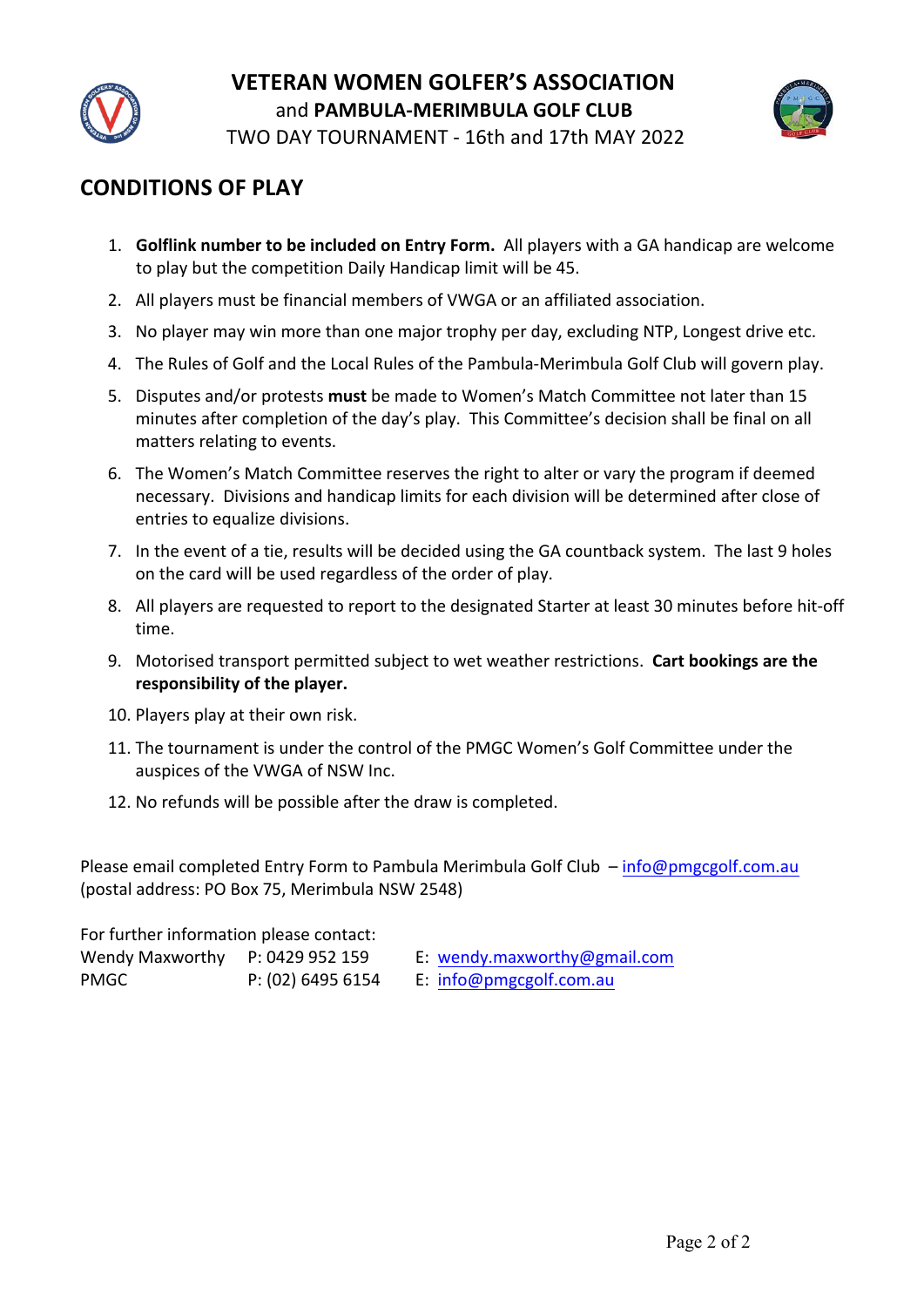**VETERAN WOMEN GOLFER'S ASSOCIATION**
and **PAMBULA-MERIMBULA GOLF CLUB**
TWO DAY TOURNAMENT - 16th and 17th MAY 2022

## CONDITIONS OF PLAY

1. **Golflink number to be included on Entry Form.** All players with a GA handicap are welcome to play but the competition Daily Handicap limit will be 45.
2. All players must be financial members of VWGA or an affiliated association.
3. No player may win more than one major trophy per day, excluding NTP, Longest drive etc.
4. The Rules of Golf and the Local Rules of the Pambula-Merimbula Golf Club will govern play.
5. Disputes and/or protests **must** be made to Women's Match Committee not later than 15 minutes after completion of the day's play. This Committee's decision shall be final on all matters relating to events.
6. The Women's Match Committee reserves the right to alter or vary the program if deemed necessary. Divisions and handicap limits for each division will be determined after close of entries to equalize divisions.
7. In the event of a tie, results will be decided using the GA countback system. The last 9 holes on the card will be used regardless of the order of play.
8. All players are requested to report to the designated Starter at least 30 minutes before hit-off time.
9. Motorised transport permitted subject to wet weather restrictions. **Cart bookings are the responsibility of the player.**
10. Players play at their own risk.
11. The tournament is under the control of the PMGC Women's Golf Committee under the auspices of the VWGA of NSW Inc.
12. No refunds will be possible after the draw is completed.

Please email completed Entry Form to Pambula Merimbula Golf Club – info@pmgcgolf.com.au
(postal address: PO Box 75, Merimbula NSW 2548)

For further information please contact:

| | | |
|---|---|---|
| Wendy Maxworthy | P: 0429 952 159 | E: wendy.maxworthy@gmail.com |
| PMGC | P: (02) 6495 6154 | E: info@pmgcgolf.com.au |